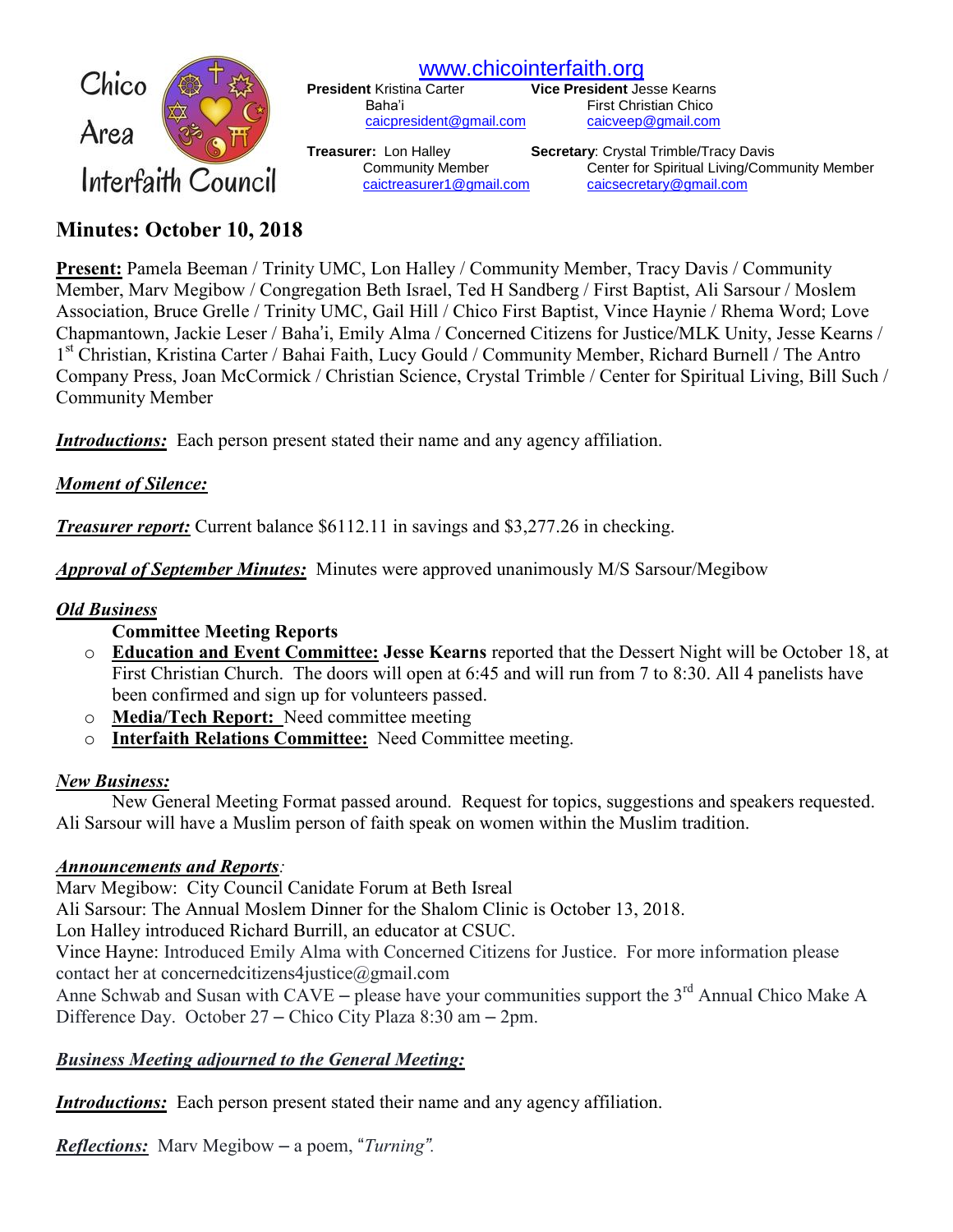Chico Area Interfaith Council

www.chicointerfaith.org

**President** Kristina Carter
Baha'i
caicpresident@gmail.com

**Vice President** Jesse Kearns
First Christian Chico
caicveep@gmail.com

**Treasurer:** Lon Halley
Community Member
caictreasurer1@gmail.com

**Secretary**: Crystal Trimble/Tracy Davis
Center for Spiritual Living/Community Member
caicsecretary@gmail.com

# Minutes: October 10, 2018

**Present:** Pamela Beeman / Trinity UMC, Lon Halley / Community Member, Tracy Davis / Community Member, Marv Megibow / Congregation Beth Israel, Ted H Sandberg / First Baptist, Ali Sarsour / Moslem Association, Bruce Grelle / Trinity UMC, Gail Hill / Chico First Baptist, Vince Haynie / Rhema Word; Love Chapmantown, Jackie Leser / Baha'i, Emily Alma / Concerned Citizens for Justice/MLK Unity, Jesse Kearns / 1st Christian, Kristina Carter / Bahai Faith, Lucy Gould / Community Member, Richard Burnell / The Antro Company Press, Joan McCormick / Christian Science, Crystal Trimble / Center for Spiritual Living, Bill Such / Community Member

***Introductions:*** Each person present stated their name and any agency affiliation.

***Moment of Silence:***

***Treasurer report:*** Current balance $6112.11 in savings and $3,277.26 in checking.

***Approval of September Minutes:*** Minutes were approved unanimously M/S Sarsour/Megibow

***Old Business***

**Committee Meeting Reports**

- **Education and Event Committee: Jesse Kearns** reported that the Dessert Night will be October 18, at First Christian Church. The doors will open at 6:45 and will run from 7 to 8:30. All 4 panelists have been confirmed and sign up for volunteers passed.
- **Media/Tech Report:** Need committee meeting
- **Interfaith Relations Committee:** Need Committee meeting.

***New Business:***

New General Meeting Format passed around. Request for topics, suggestions and speakers requested. Ali Sarsour will have a Muslim person of faith speak on women within the Muslim tradition.

***Announcements and Reports***:

Marv Megibow: City Council Canidate Forum at Beth Isreal
Ali Sarsour: The Annual Moslem Dinner for the Shalom Clinic is October 13, 2018.
Lon Halley introduced Richard Burrill, an educator at CSUC.
Vince Hayne: Introduced Emily Alma with Concerned Citizens for Justice. For more information please contact her at concernedcitizens4justice@gmail.com
Anne Schwab and Susan with CAVE – please have your communities support the 3rd Annual Chico Make A Difference Day. October 27 – Chico City Plaza 8:30 am – 2pm.

***Business Meeting adjourned to the General Meeting:***

***Introductions:*** Each person present stated their name and any agency affiliation.

***Reflections:*** Marv Megibow – a poem, "*Turning*".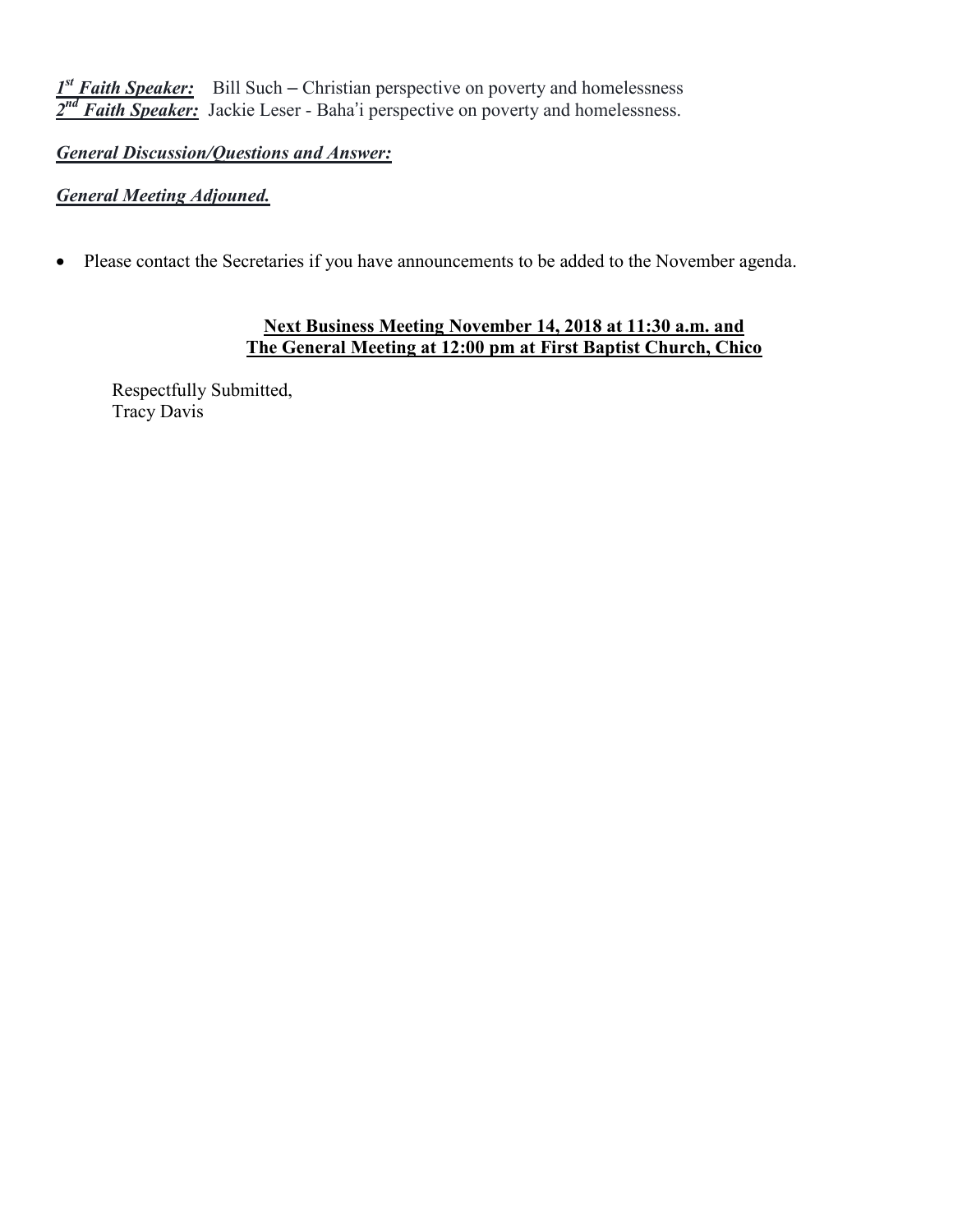***1st Faith Speaker:*** Bill Such – Christian perspective on poverty and homelessness
***2nd Faith Speaker:*** Jackie Leser - Baha'i perspective on poverty and homelessness.

***General Discussion/Questions and Answer:***

***General Meeting Adjouned.***

- Please contact the Secretaries if you have announcements to be added to the November agenda.

**Next Business Meeting November 14, 2018 at 11:30 a.m. and**
**The General Meeting at 12:00 pm at First Baptist Church, Chico**

Respectfully Submitted,
Tracy Davis